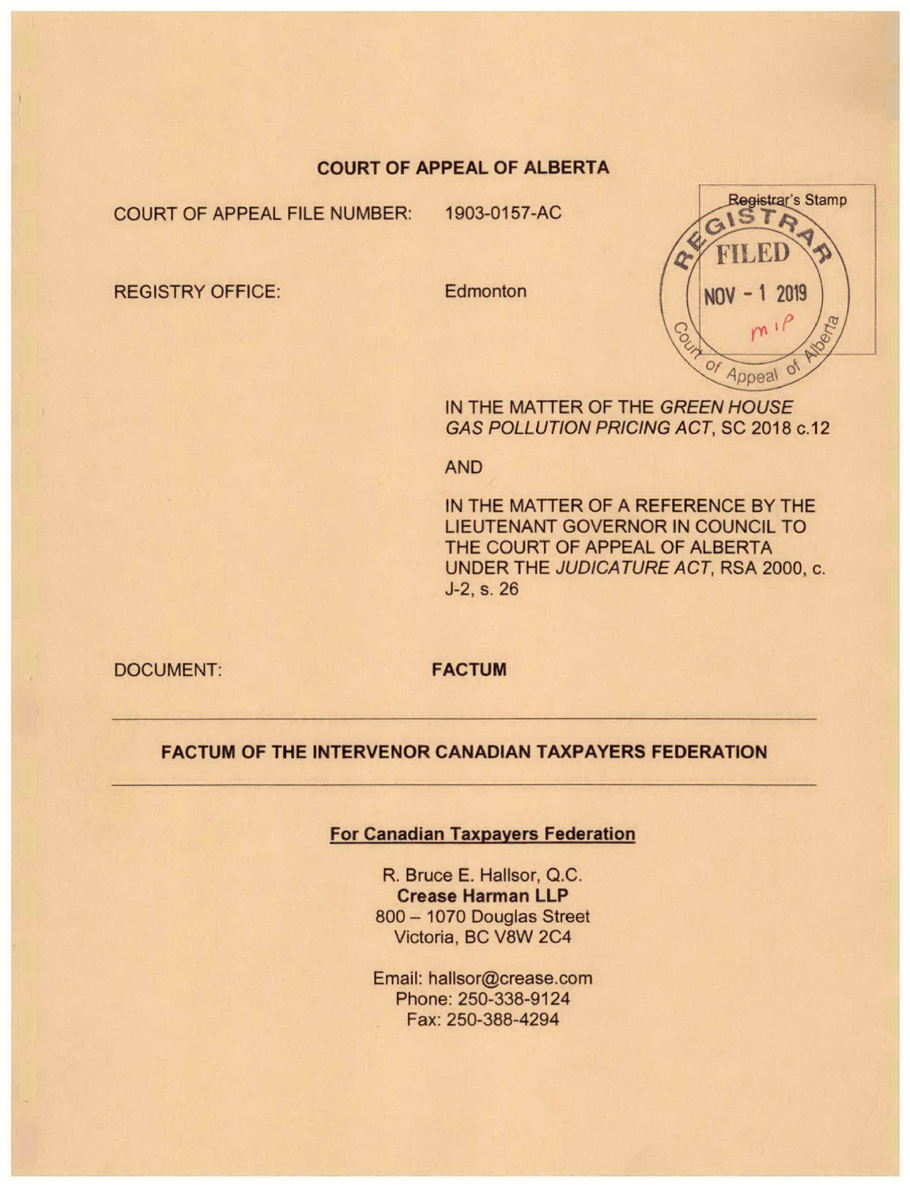## COURT OF APPEAL OF ALBERTA

COURT OF APPEAL FILE NUMBER: 1903-0157-AC

REGISTRY OFFICE: Edmonton

Registrar's Stamp

REGISTRAR
FILED
NOV - 1 2019
Court of Appeal of Alberta

IN THE MATTER OF THE *GREEN HOUSE GAS POLLUTION PRICING ACT*, SC 2018 c.12

AND

IN THE MATTER OF A REFERENCE BY THE LIEUTENANT GOVERNOR IN COUNCIL TO THE COURT OF APPEAL OF ALBERTA UNDER THE *JUDICATURE ACT*, RSA 2000, c. J-2, s. 26

DOCUMENT: **FACTUM**

---

**FACTUM OF THE INTERVENOR CANADIAN TAXPAYERS FEDERATION**

---

**For Canadian Taxpayers Federation**

R. Bruce E. Hallsor, Q.C.
**Crease Harman LLP**
800 – 1070 Douglas Street
Victoria, BC V8W 2C4

Email: hallsor@crease.com
Phone: 250-338-9124
Fax: 250-388-4294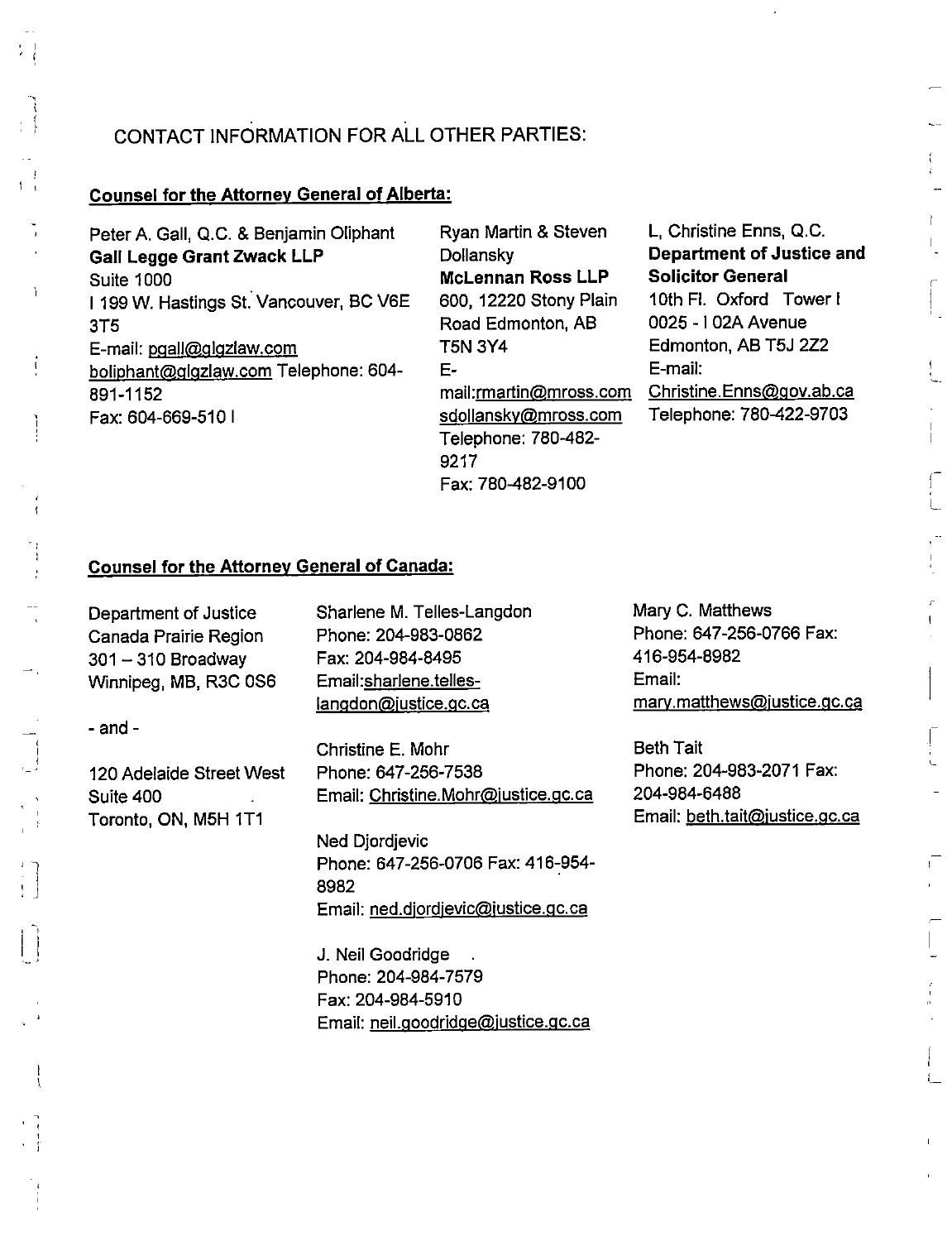# CONTACT INFORMATION FOR ALL OTHER PARTIES:

**Counsel for the Attorney General of Alberta:**

Peter A. Gall, Q.C. & Benjamin Oliphant
**Gall Legge Grant Zwack LLP**
Suite 1000
I 199 W. Hastings St. Vancouver, BC V6E 3T5
E-mail: pgall@glgzlaw.com
boliphant@glgzlaw.com Telephone: 604-891-1152
Fax: 604-669-510 I

Ryan Martin & Steven Dollansky
**McLennan Ross LLP**
600, 12220 Stony Plain Road Edmonton, AB T5N 3Y4
E-mail:rmartin@mross.com
sdollansky@mross.com
Telephone: 780-482-9217
Fax: 780-482-9100

L, Christine Enns, Q.C.
**Department of Justice and Solicitor General**
10th Fl. Oxford Tower I
0025 - I 02A Avenue
Edmonton, AB T5J 2Z2
E-mail:
Christine.Enns@gov.ab.ca
Telephone: 780-422-9703

**Counsel for the Attorney General of Canada:**

Department of Justice
Canada Prairie Region
301 – 310 Broadway
Winnipeg, MB, R3C 0S6

- and -

120 Adelaide Street West
Suite 400
Toronto, ON, M5H 1T1

Sharlene M. Telles-Langdon
Phone: 204-983-0862
Fax: 204-984-8495
Email:sharlene.telles-langdon@justice.gc.ca

Christine E. Mohr
Phone: 647-256-7538
Email: Christine.Mohr@justice.gc.ca

Ned Djordjevic
Phone: 647-256-0706 Fax: 416-954-8982
Email: ned.djordjevic@justice.gc.ca

J. Neil Goodridge
Phone: 204-984-7579
Fax: 204-984-5910
Email: neil.goodridge@justice.gc.ca

Mary C. Matthews
Phone: 647-256-0766 Fax: 416-954-8982
Email:
mary.matthews@justice.gc.ca

Beth Tait
Phone: 204-983-2071 Fax: 204-984-6488
Email: beth.tait@justice.gc.ca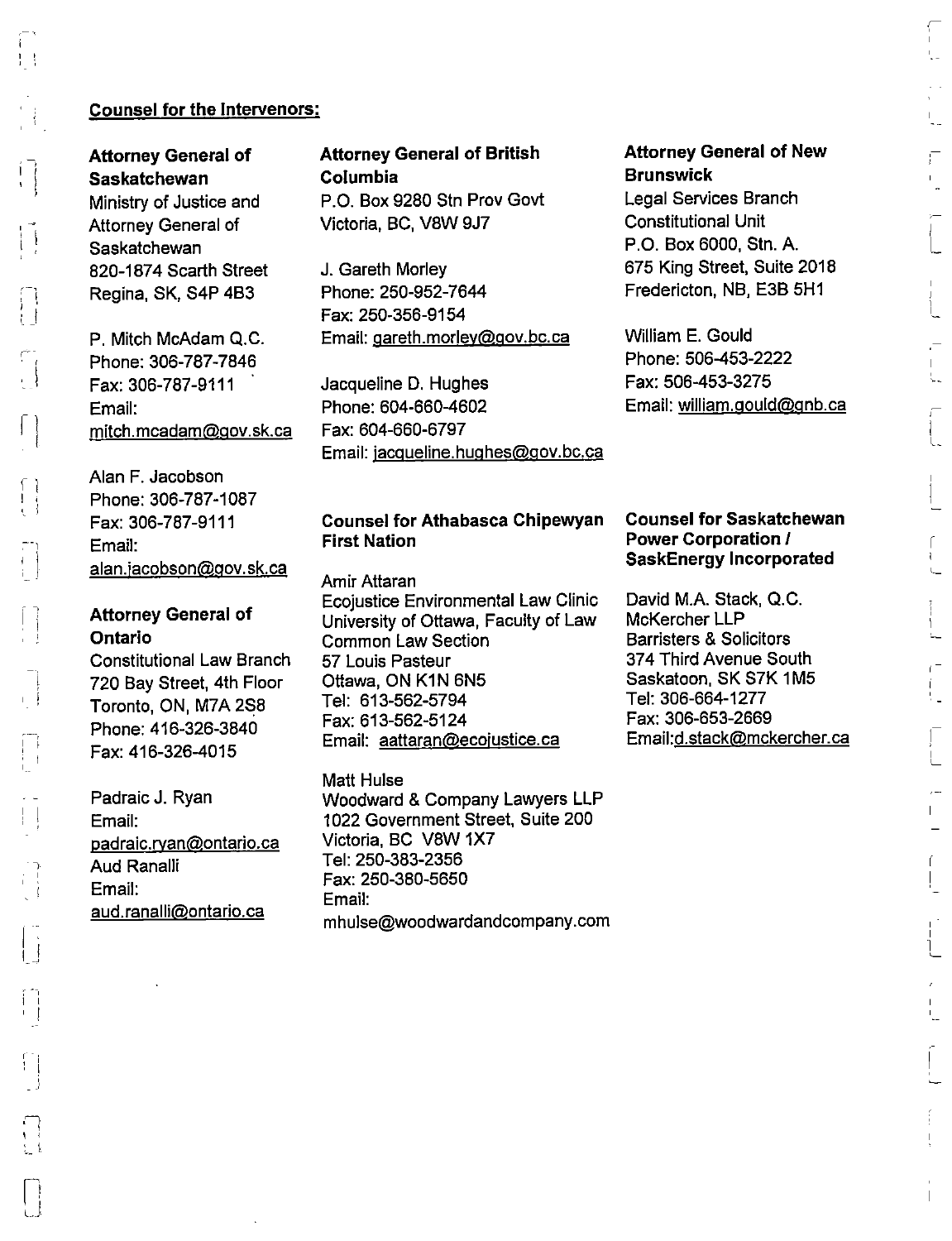**Counsel for the Intervenors:**

**Attorney General of Saskatchewan**
Ministry of Justice and Attorney General of Saskatchewan
820-1874 Scarth Street
Regina, SK, S4P 4B3

P. Mitch McAdam Q.C.
Phone: 306-787-7846
Fax: 306-787-9111
Email:
mitch.mcadam@gov.sk.ca

Alan F. Jacobson
Phone: 306-787-1087
Fax: 306-787-9111
Email:
alan.jacobson@gov.sk.ca

**Attorney General of Ontario**
Constitutional Law Branch
720 Bay Street, 4th Floor
Toronto, ON, M7A 2S8
Phone: 416-326-3840
Fax: 416-326-4015

Padraic J. Ryan
Email:
padraic.ryan@ontario.ca
Aud Ranalli
Email:
aud.ranalli@ontario.ca

**Attorney General of British Columbia**
P.O. Box 9280 Stn Prov Govt
Victoria, BC, V8W 9J7

J. Gareth Morley
Phone: 250-952-7644
Fax: 250-356-9154
Email: gareth.morley@gov.bc.ca

Jacqueline D. Hughes
Phone: 604-660-4602
Fax: 604-660-6797
Email: jacqueline.hughes@gov.bc.ca

**Counsel for Athabasca Chipewyan First Nation**

Amir Attaran
Ecojustice Environmental Law Clinic
University of Ottawa, Faculty of Law
Common Law Section
57 Louis Pasteur
Ottawa, ON K1N 6N5
Tel: 613-562-5794
Fax: 613-562-5124
Email: aattaran@ecojustice.ca

Matt Hulse
Woodward & Company Lawyers LLP
1022 Government Street, Suite 200
Victoria, BC V8W 1X7
Tel: 250-383-2356
Fax: 250-380-5650
Email:
mhulse@woodwardandcompany.com

**Attorney General of New Brunswick**
Legal Services Branch
Constitutional Unit
P.O. Box 6000, Stn. A.
675 King Street, Suite 2018
Fredericton, NB, E3B 5H1

William E. Gould
Phone: 506-453-2222
Fax: 506-453-3275
Email: william.gould@gnb.ca

**Counsel for Saskatchewan Power Corporation / SaskEnergy Incorporated**

David M.A. Stack, Q.C.
McKercher LLP
Barristers & Solicitors
374 Third Avenue South
Saskatoon, SK S7K 1M5
Tel: 306-664-1277
Fax: 306-653-2669
Email:d.stack@mckercher.ca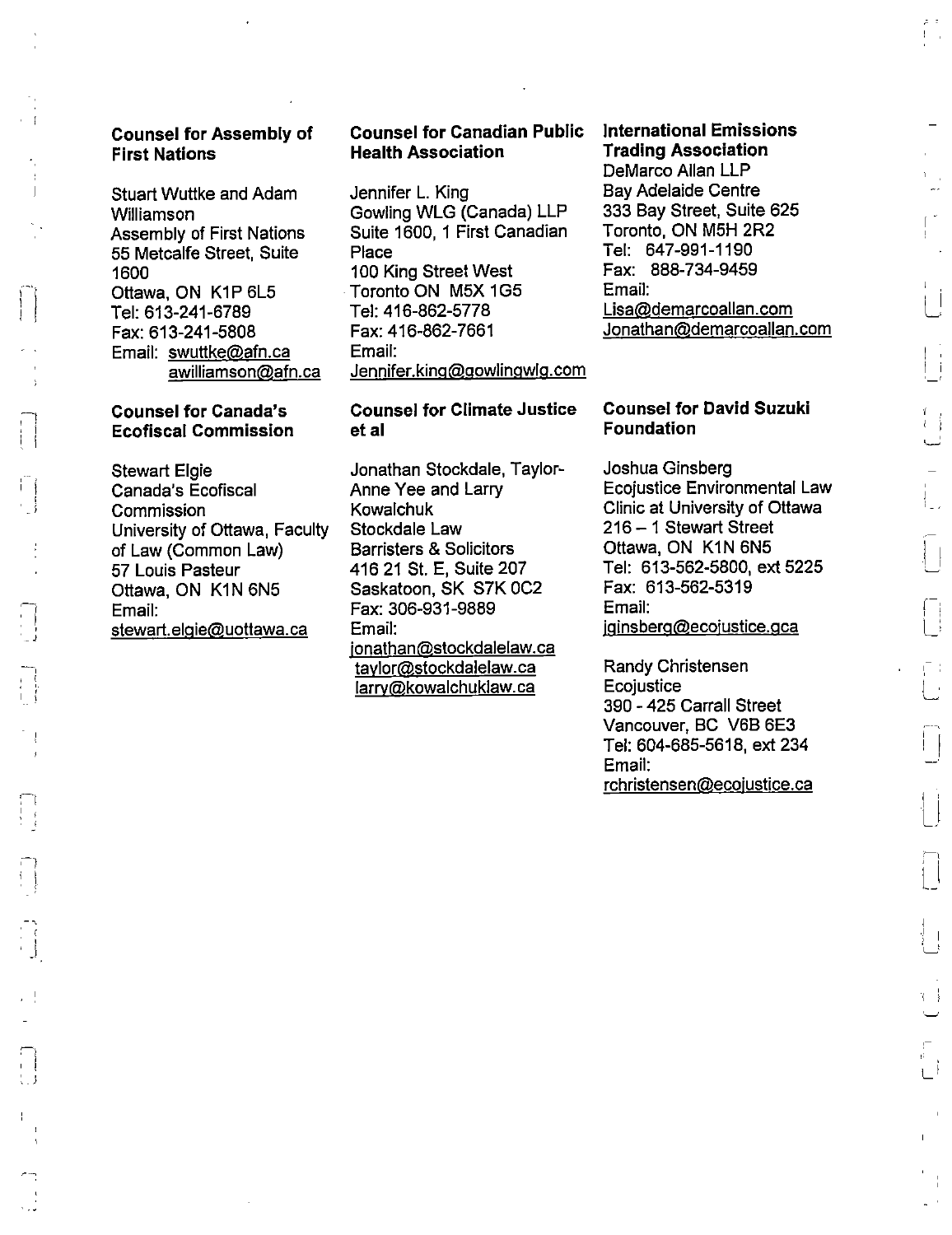**Counsel for Assembly of First Nations**

Stuart Wuttke and Adam Williamson
Assembly of First Nations
55 Metcalfe Street, Suite 1600
Ottawa, ON K1P 6L5
Tel: 613-241-6789
Fax: 613-241-5808
Email: swuttke@afn.ca
awilliamson@afn.ca

**Counsel for Canadian Public Health Association**

Jennifer L. King
Gowling WLG (Canada) LLP
Suite 1600, 1 First Canadian Place
100 King Street West
Toronto ON M5X 1G5
Tel: 416-862-5778
Fax: 416-862-7661
Email:
Jennifer.king@gowlingwlg.com

**International Emissions Trading Association**
DeMarco Allan LLP
Bay Adelaide Centre
333 Bay Street, Suite 625
Toronto, ON M5H 2R2
Tel: 647-991-1190
Fax: 888-734-9459
Email:
Lisa@demarcoallan.com
Jonathan@demarcoallan.com

**Counsel for Canada's Ecofiscal Commission**

Stewart Elgie
Canada's Ecofiscal Commission
University of Ottawa, Faculty of Law (Common Law)
57 Louis Pasteur
Ottawa, ON K1N 6N5
Email:
stewart.elgie@uottawa.ca

**Counsel for Climate Justice et al**

Jonathan Stockdale, Taylor-Anne Yee and Larry Kowalchuk
Stockdale Law
Barristers & Solicitors
416 21 St. E, Suite 207
Saskatoon, SK S7K 0C2
Fax: 306-931-9889
Email:
jonathan@stockdalelaw.ca
taylor@stockdalelaw.ca
larry@kowalchuklaw.ca

**Counsel for David Suzuki Foundation**

Joshua Ginsberg
Ecojustice Environmental Law Clinic at University of Ottawa
216 – 1 Stewart Street
Ottawa, ON K1N 6N5
Tel: 613-562-5800, ext 5225
Fax: 613-562-5319
Email:
jginsberg@ecojustice.gca

Randy Christensen
Ecojustice
390 - 425 Carrall Street
Vancouver, BC V6B 6E3
Tel: 604-685-5618, ext 234
Email:
rchristensen@ecojustice.ca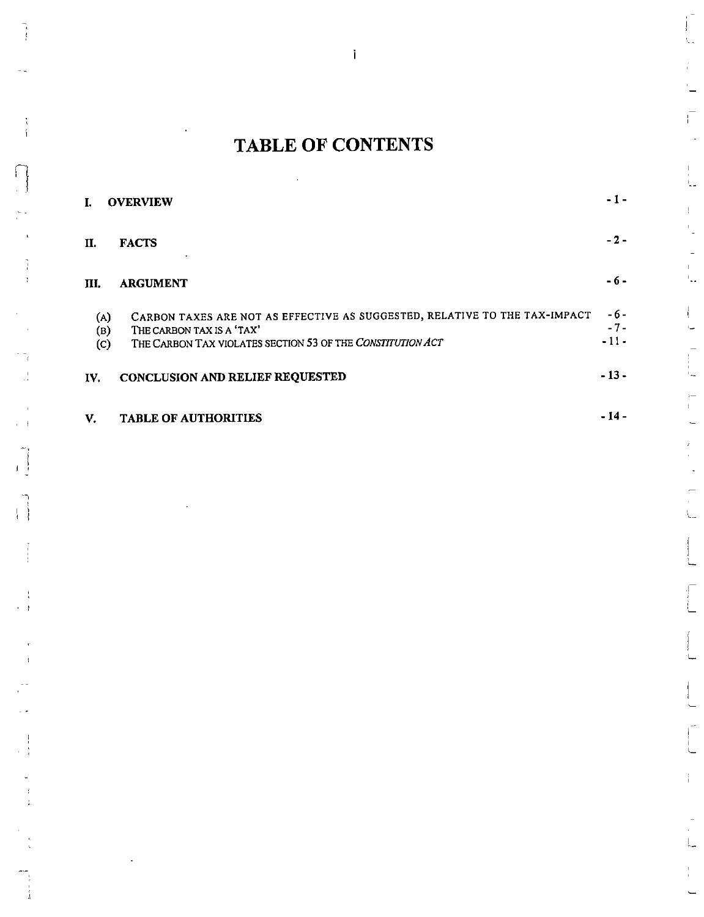# TABLE OF CONTENTS

| | |
|---|---|
| **I. OVERVIEW** | **- 1 -** |
| **II. FACTS** | **- 2 -** |
| **III. ARGUMENT** | **- 6 -** |
| (A) CARBON TAXES ARE NOT AS EFFECTIVE AS SUGGESTED, RELATIVE TO THE TAX-IMPACT | - 6 - |
| (B) THE CARBON TAX IS A 'TAX' | - 7 - |
| (C) THE CARBON TAX VIOLATES SECTION 53 OF THE *CONSTITUTION ACT* | - 11 - |
| **IV. CONCLUSION AND RELIEF REQUESTED** | **- 13 -** |
| **V. TABLE OF AUTHORITIES** | **- 14 -** |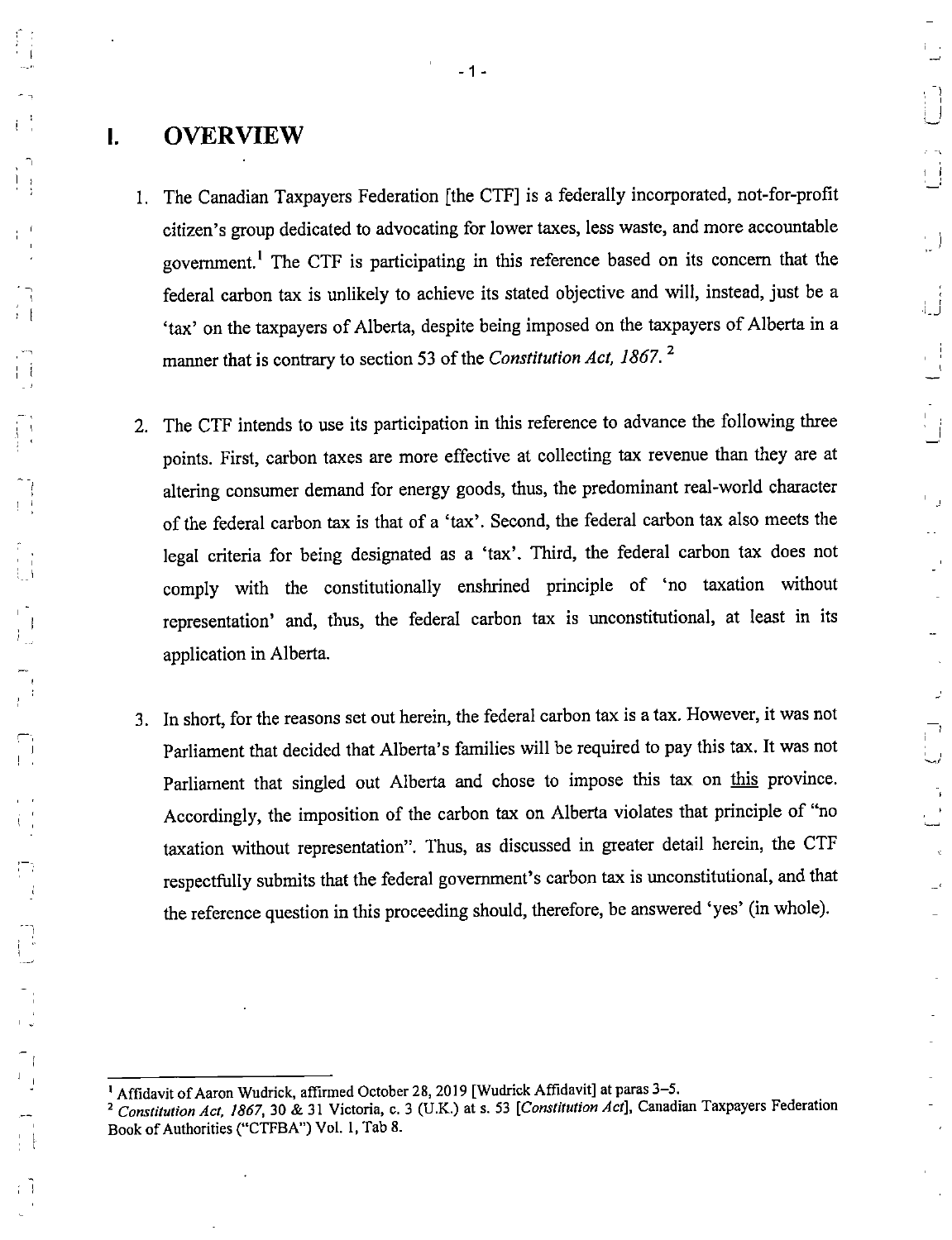# I. OVERVIEW

1. The Canadian Taxpayers Federation [the CTF] is a federally incorporated, not-for-profit citizen's group dedicated to advocating for lower taxes, less waste, and more accountable government.[1] The CTF is participating in this reference based on its concern that the federal carbon tax is unlikely to achieve its stated objective and will, instead, just be a 'tax' on the taxpayers of Alberta, despite being imposed on the taxpayers of Alberta in a manner that is contrary to section 53 of the *Constitution Act, 1867*.[2]

2. The CTF intends to use its participation in this reference to advance the following three points. First, carbon taxes are more effective at collecting tax revenue than they are at altering consumer demand for energy goods, thus, the predominant real-world character of the federal carbon tax is that of a 'tax'. Second, the federal carbon tax also meets the legal criteria for being designated as a 'tax'. Third, the federal carbon tax does not comply with the constitutionally enshrined principle of 'no taxation without representation' and, thus, the federal carbon tax is unconstitutional, at least in its application in Alberta.

3. In short, for the reasons set out herein, the federal carbon tax is a tax. However, it was not Parliament that decided that Alberta's families will be required to pay this tax. It was not Parliament that singled out Alberta and chose to impose this tax on <u>this</u> province. Accordingly, the imposition of the carbon tax on Alberta violates that principle of "no taxation without representation". Thus, as discussed in greater detail herein, the CTF respectfully submits that the federal government's carbon tax is unconstitutional, and that the reference question in this proceeding should, therefore, be answered 'yes' (in whole).

---

[1] Affidavit of Aaron Wudrick, affirmed October 28, 2019 [Wudrick Affidavit] at paras 3–5.

[2] *Constitution Act, 1867*, 30 & 31 Victoria, c. 3 (U.K.) at s. 53 [*Constitution Act*], Canadian Taxpayers Federation Book of Authorities ("CTFBA") Vol. 1, Tab 8.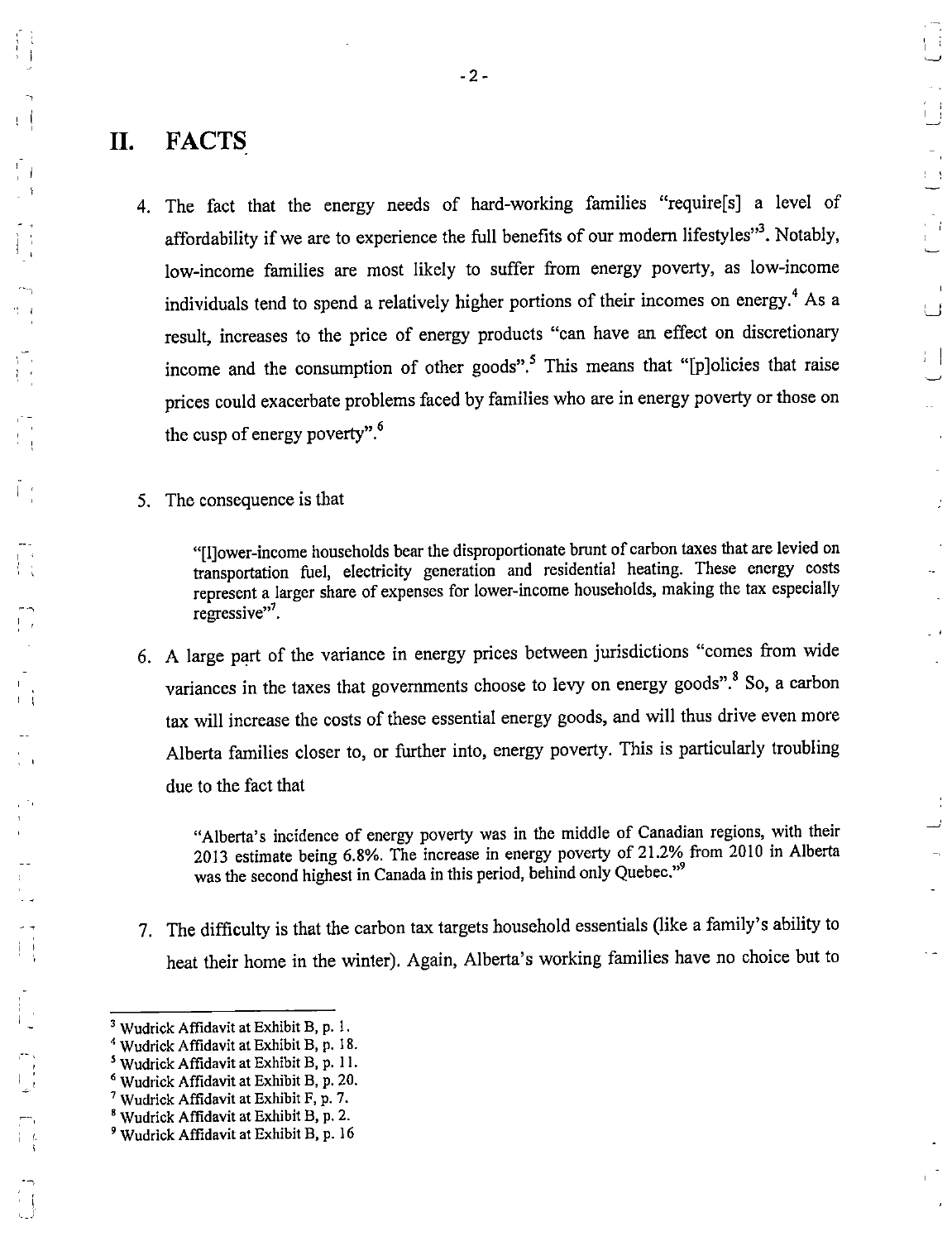## II. FACTS

4. The fact that the energy needs of hard-working families "require[s] a level of affordability if we are to experience the full benefits of our modern lifestyles"[3]. Notably, low-income families are most likely to suffer from energy poverty, as low-income individuals tend to spend a relatively higher portions of their incomes on energy.[4] As a result, increases to the price of energy products "can have an effect on discretionary income and the consumption of other goods".[5] This means that "[p]olicies that raise prices could exacerbate problems faced by families who are in energy poverty or those on the cusp of energy poverty".[6]

5. The consequence is that

> "[l]ower-income households bear the disproportionate brunt of carbon taxes that are levied on transportation fuel, electricity generation and residential heating. These energy costs represent a larger share of expenses for lower-income households, making the tax especially regressive"[7].

6. A large part of the variance in energy prices between jurisdictions "comes from wide variances in the taxes that governments choose to levy on energy goods".[8] So, a carbon tax will increase the costs of these essential energy goods, and will thus drive even more Alberta families closer to, or further into, energy poverty. This is particularly troubling due to the fact that

> "Alberta's incidence of energy poverty was in the middle of Canadian regions, with their 2013 estimate being 6.8%. The increase in energy poverty of 21.2% from 2010 in Alberta was the second highest in Canada in this period, behind only Quebec."[9]

7. The difficulty is that the carbon tax targets household essentials (like a family's ability to heat their home in the winter). Again, Alberta's working families have no choice but to

---

[3] Wudrick Affidavit at Exhibit B, p. 1.
[4] Wudrick Affidavit at Exhibit B, p. 18.
[5] Wudrick Affidavit at Exhibit B, p. 11.
[6] Wudrick Affidavit at Exhibit B, p. 20.
[7] Wudrick Affidavit at Exhibit F, p. 7.
[8] Wudrick Affidavit at Exhibit B, p. 2.
[9] Wudrick Affidavit at Exhibit B, p. 16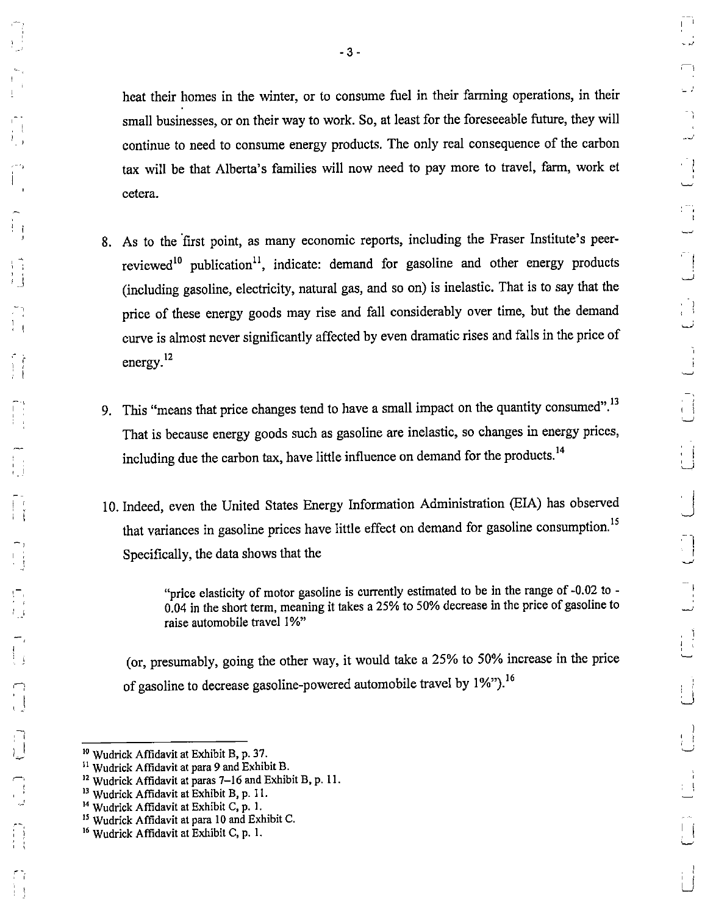heat their homes in the winter, or to consume fuel in their farming operations, in their small businesses, or on their way to work. So, at least for the foreseeable future, they will continue to need to consume energy products. The only real consequence of the carbon tax will be that Alberta's families will now need to pay more to travel, farm, work et cetera.

8. As to the first point, as many economic reports, including the Fraser Institute's peer-reviewed[10] publication[11], indicate: demand for gasoline and other energy products (including gasoline, electricity, natural gas, and so on) is inelastic. That is to say that the price of these energy goods may rise and fall considerably over time, but the demand curve is almost never significantly affected by even dramatic rises and falls in the price of energy.[12]

9. This "means that price changes tend to have a small impact on the quantity consumed".[13] That is because energy goods such as gasoline are inelastic, so changes in energy prices, including due the carbon tax, have little influence on demand for the products.[14]

10. Indeed, even the United States Energy Information Administration (EIA) has observed that variances in gasoline prices have little effect on demand for gasoline consumption.[15] Specifically, the data shows that the

> "price elasticity of motor gasoline is currently estimated to be in the range of -0.02 to -0.04 in the short term, meaning it takes a 25% to 50% decrease in the price of gasoline to raise automobile travel 1%"

(or, presumably, going the other way, it would take a 25% to 50% increase in the price of gasoline to decrease gasoline-powered automobile travel by 1%").[16]

---

[10] Wudrick Affidavit at Exhibit B, p. 37.
[11] Wudrick Affidavit at para 9 and Exhibit B.
[12] Wudrick Affidavit at paras 7–16 and Exhibit B, p. 11.
[13] Wudrick Affidavit at Exhibit B, p. 11.
[14] Wudrick Affidavit at Exhibit C, p. 1.
[15] Wudrick Affidavit at para 10 and Exhibit C.
[16] Wudrick Affidavit at Exhibit C, p. 1.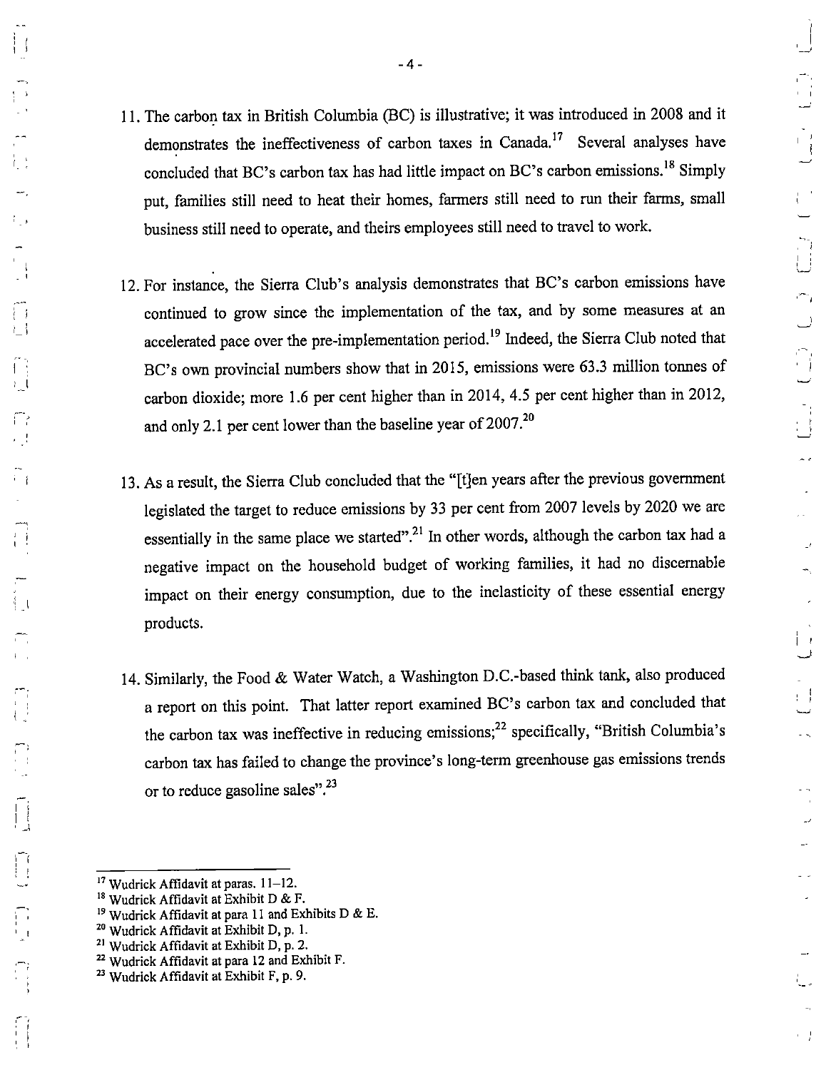11. The carbon tax in British Columbia (BC) is illustrative; it was introduced in 2008 and it demonstrates the ineffectiveness of carbon taxes in Canada.[17] Several analyses have concluded that BC's carbon tax has had little impact on BC's carbon emissions.[18] Simply put, families still need to heat their homes, farmers still need to run their farms, small business still need to operate, and theirs employees still need to travel to work.

12. For instance, the Sierra Club's analysis demonstrates that BC's carbon emissions have continued to grow since the implementation of the tax, and by some measures at an accelerated pace over the pre-implementation period.[19] Indeed, the Sierra Club noted that BC's own provincial numbers show that in 2015, emissions were 63.3 million tonnes of carbon dioxide; more 1.6 per cent higher than in 2014, 4.5 per cent higher than in 2012, and only 2.1 per cent lower than the baseline year of 2007.[20]

13. As a result, the Sierra Club concluded that the "[t]en years after the previous government legislated the target to reduce emissions by 33 per cent from 2007 levels by 2020 we are essentially in the same place we started".[21] In other words, although the carbon tax had a negative impact on the household budget of working families, it had no discernable impact on their energy consumption, due to the inelasticity of these essential energy products.

14. Similarly, the Food & Water Watch, a Washington D.C.-based think tank, also produced a report on this point. That latter report examined BC's carbon tax and concluded that the carbon tax was ineffective in reducing emissions;[22] specifically, "British Columbia's carbon tax has failed to change the province's long-term greenhouse gas emissions trends or to reduce gasoline sales".[23]

---

[17] Wudrick Affidavit at paras. 11–12.
[18] Wudrick Affidavit at Exhibit D & F.
[19] Wudrick Affidavit at para 11 and Exhibits D & E.
[20] Wudrick Affidavit at Exhibit D, p. 1.
[21] Wudrick Affidavit at Exhibit D, p. 2.
[22] Wudrick Affidavit at para 12 and Exhibit F.
[23] Wudrick Affidavit at Exhibit F, p. 9.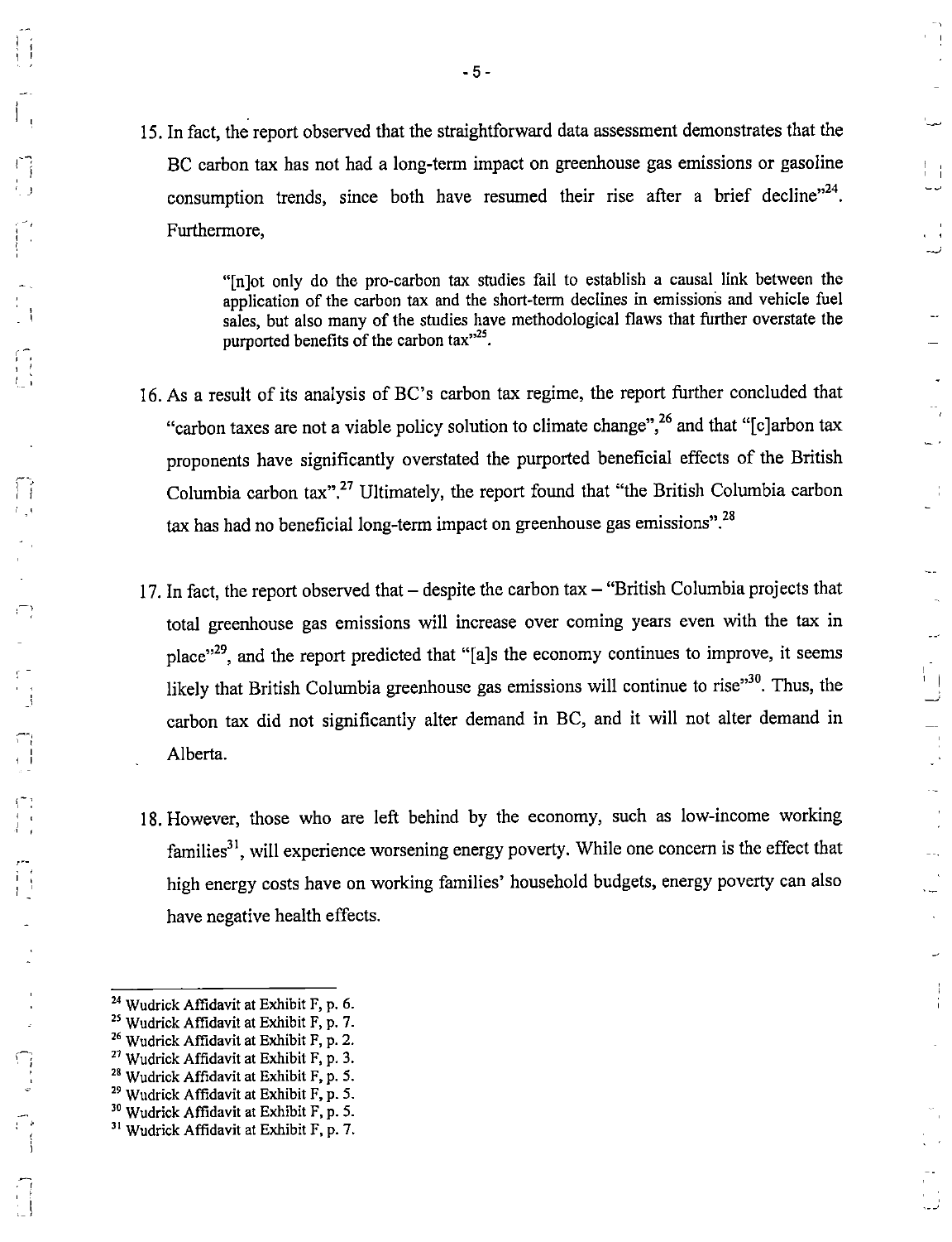15. In fact, the report observed that the straightforward data assessment demonstrates that the BC carbon tax has not had a long-term impact on greenhouse gas emissions or gasoline consumption trends, since both have resumed their rise after a brief decline"[24]. Furthermore,

> "[n]ot only do the pro-carbon tax studies fail to establish a causal link between the application of the carbon tax and the short-term declines in emissions and vehicle fuel sales, but also many of the studies have methodological flaws that further overstate the purported benefits of the carbon tax"[25].

16. As a result of its analysis of BC's carbon tax regime, the report further concluded that "carbon taxes are not a viable policy solution to climate change",[26] and that "[c]arbon tax proponents have significantly overstated the purported beneficial effects of the British Columbia carbon tax".[27] Ultimately, the report found that "the British Columbia carbon tax has had no beneficial long-term impact on greenhouse gas emissions".[28]

17. In fact, the report observed that – despite the carbon tax – "British Columbia projects that total greenhouse gas emissions will increase over coming years even with the tax in place"[29], and the report predicted that "[a]s the economy continues to improve, it seems likely that British Columbia greenhouse gas emissions will continue to rise"[30]. Thus, the carbon tax did not significantly alter demand in BC, and it will not alter demand in Alberta.

18. However, those who are left behind by the economy, such as low-income working families[31], will experience worsening energy poverty. While one concern is the effect that high energy costs have on working families' household budgets, energy poverty can also have negative health effects.

---

[24] Wudrick Affidavit at Exhibit F, p. 6.
[25] Wudrick Affidavit at Exhibit F, p. 7.
[26] Wudrick Affidavit at Exhibit F, p. 2.
[27] Wudrick Affidavit at Exhibit F, p. 3.
[28] Wudrick Affidavit at Exhibit F, p. 5.
[29] Wudrick Affidavit at Exhibit F, p. 5.
[30] Wudrick Affidavit at Exhibit F, p. 5.
[31] Wudrick Affidavit at Exhibit F, p. 7.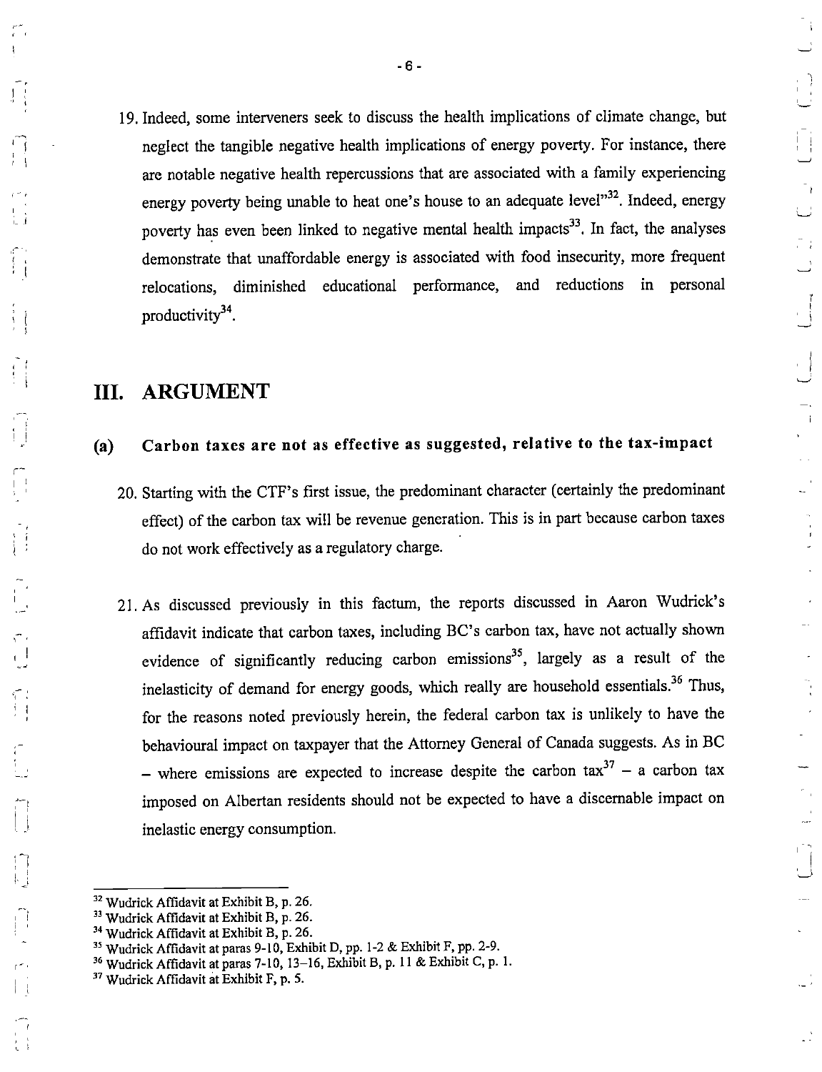19. Indeed, some interveners seek to discuss the health implications of climate change, but neglect the tangible negative health implications of energy poverty. For instance, there are notable negative health repercussions that are associated with a family experiencing energy poverty being unable to heat one's house to an adequate level"[32]. Indeed, energy poverty has even been linked to negative mental health impacts[33]. In fact, the analyses demonstrate that unaffordable energy is associated with food insecurity, more frequent relocations, diminished educational performance, and reductions in personal productivity[34].

# III. ARGUMENT

## (a) Carbon taxes are not as effective as suggested, relative to the tax-impact

20. Starting with the CTF's first issue, the predominant character (certainly the predominant effect) of the carbon tax will be revenue generation. This is in part because carbon taxes do not work effectively as a regulatory charge.

21. As discussed previously in this factum, the reports discussed in Aaron Wudrick's affidavit indicate that carbon taxes, including BC's carbon tax, have not actually shown evidence of significantly reducing carbon emissions[35], largely as a result of the inelasticity of demand for energy goods, which really are household essentials.[36] Thus, for the reasons noted previously herein, the federal carbon tax is unlikely to have the behavioural impact on taxpayer that the Attorney General of Canada suggests. As in BC – where emissions are expected to increase despite the carbon tax[37] – a carbon tax imposed on Albertan residents should not be expected to have a discernable impact on inelastic energy consumption.

---

[32] Wudrick Affidavit at Exhibit B, p. 26.
[33] Wudrick Affidavit at Exhibit B, p. 26.
[34] Wudrick Affidavit at Exhibit B, p. 26.
[35] Wudrick Affidavit at paras 9-10, Exhibit D, pp. 1-2 & Exhibit F, pp. 2-9.
[36] Wudrick Affidavit at paras 7-10, 13–16, Exhibit B, p. 11 & Exhibit C, p. 1.
[37] Wudrick Affidavit at Exhibit F, p. 5.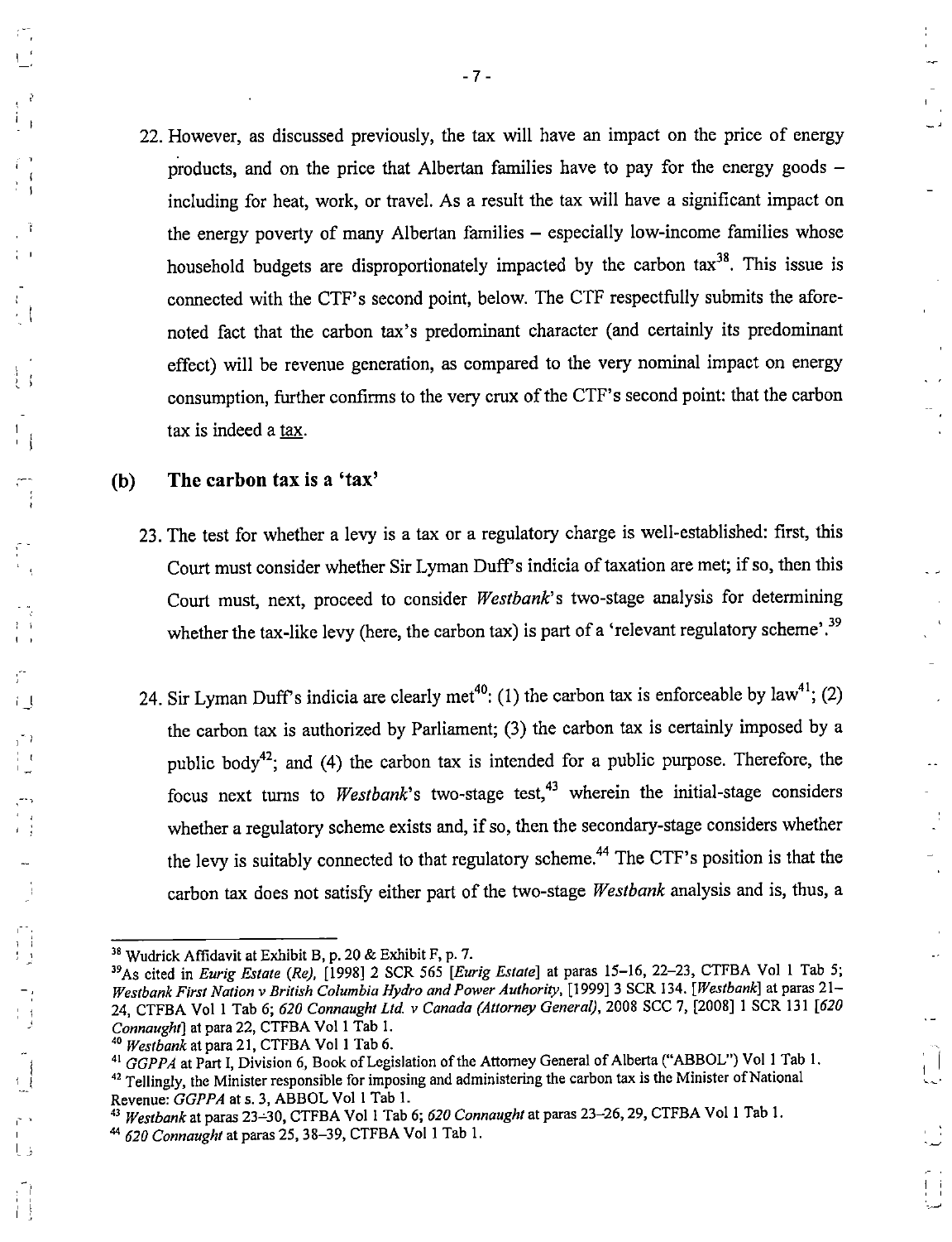22. However, as discussed previously, the tax will have an impact on the price of energy products, and on the price that Albertan families have to pay for the energy goods – including for heat, work, or travel. As a result the tax will have a significant impact on the energy poverty of many Albertan families – especially low-income families whose household budgets are disproportionately impacted by the carbon tax[38]. This issue is connected with the CTF's second point, below. The CTF respectfully submits the afore-noted fact that the carbon tax's predominant character (and certainly its predominant effect) will be revenue generation, as compared to the very nominal impact on energy consumption, further confirms to the very crux of the CTF's second point: that the carbon tax is indeed a tax.

### (b) The carbon tax is a 'tax'

23. The test for whether a levy is a tax or a regulatory charge is well-established: first, this Court must consider whether Sir Lyman Duff's indicia of taxation are met; if so, then this Court must, next, proceed to consider *Westbank*'s two-stage analysis for determining whether the tax-like levy (here, the carbon tax) is part of a 'relevant regulatory scheme'.[39]

24. Sir Lyman Duff's indicia are clearly met[40]: (1) the carbon tax is enforceable by law[41]; (2) the carbon tax is authorized by Parliament; (3) the carbon tax is certainly imposed by a public body[42]; and (4) the carbon tax is intended for a public purpose. Therefore, the focus next turns to *Westbank*'s two-stage test,[43] wherein the initial-stage considers whether a regulatory scheme exists and, if so, then the secondary-stage considers whether the levy is suitably connected to that regulatory scheme.[44] The CTF's position is that the carbon tax does not satisfy either part of the two-stage *Westbank* analysis and is, thus, a

---

[38] Wudrick Affidavit at Exhibit B, p. 20 & Exhibit F, p. 7.

[39] As cited in *Eurig Estate (Re)*, [1998] 2 SCR 565 [*Eurig Estate*] at paras 15–16, 22–23, CTFBA Vol 1 Tab 5; *Westbank First Nation v British Columbia Hydro and Power Authority*, [1999] 3 SCR 134. [*Westbank*] at paras 21–24, CTFBA Vol 1 Tab 6; *620 Connaught Ltd. v Canada (Attorney General)*, 2008 SCC 7, [2008] 1 SCR 131 [*620 Connaught*] at para 22, CTFBA Vol 1 Tab 1.

[40] *Westbank* at para 21, CTFBA Vol 1 Tab 6.

[41] *GGPPA* at Part I, Division 6, Book of Legislation of the Attorney General of Alberta ("ABBOL") Vol 1 Tab 1.

[42] Tellingly, the Minister responsible for imposing and administering the carbon tax is the Minister of National Revenue: *GGPPA* at s. 3, ABBOL Vol 1 Tab 1.

[43] *Westbank* at paras 23–30, CTFBA Vol 1 Tab 6; *620 Connaught* at paras 23–26, 29, CTFBA Vol 1 Tab 1.

[44] *620 Connaught* at paras 25, 38–39, CTFBA Vol 1 Tab 1.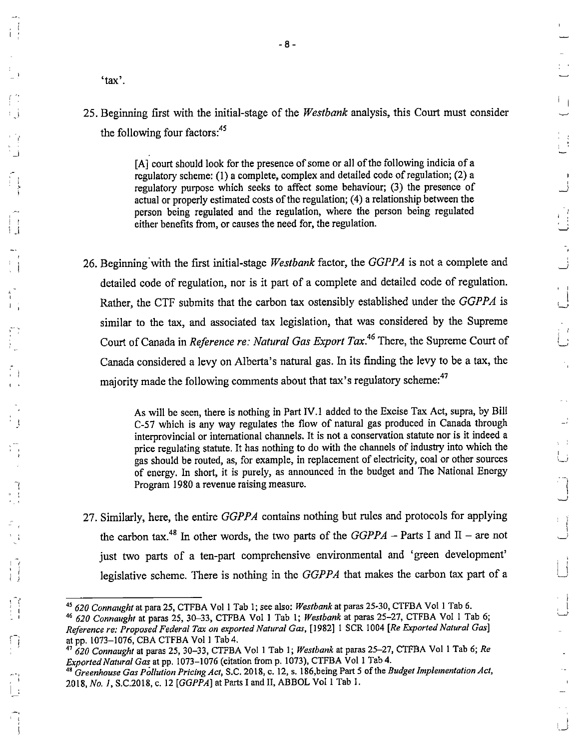'tax'.

25. Beginning first with the initial-stage of the *Westbank* analysis, this Court must consider the following four factors:[45]

> [A] court should look for the presence of some or all of the following indicia of a regulatory scheme: (1) a complete, complex and detailed code of regulation; (2) a regulatory purpose which seeks to affect some behaviour; (3) the presence of actual or properly estimated costs of the regulation; (4) a relationship between the person being regulated and the regulation, where the person being regulated either benefits from, or causes the need for, the regulation.

26. Beginning with the first initial-stage *Westbank* factor, the *GGPPA* is not a complete and detailed code of regulation, nor is it part of a complete and detailed code of regulation. Rather, the CTF submits that the carbon tax ostensibly established under the *GGPPA* is similar to the tax, and associated tax legislation, that was considered by the Supreme Court of Canada in *Reference re: Natural Gas Export Tax*.[46] There, the Supreme Court of Canada considered a levy on Alberta's natural gas. In its finding the levy to be a tax, the majority made the following comments about that tax's regulatory scheme:[47]

> As will be seen, there is nothing in Part IV.1 added to the Excise Tax Act, supra, by Bill C-57 which is any way regulates the flow of natural gas produced in Canada through interprovincial or international channels. It is not a conservation statute nor is it indeed a price regulating statute. It has nothing to do with the channels of industry into which the gas should be routed, as, for example, in replacement of electricity, coal or other sources of energy. In short, it is purely, as announced in the budget and The National Energy Program 1980 a revenue raising measure.

27. Similarly, here, the entire *GGPPA* contains nothing but rules and protocols for applying the carbon tax.[48] In other words, the two parts of the *GGPPA* – Parts I and II – are not just two parts of a ten-part comprehensive environmental and 'green development' legislative scheme. There is nothing in the *GGPPA* that makes the carbon tax part of a

---

[45] *620 Connaught* at para 25, CTFBA Vol 1 Tab 1; see also: *Westbank* at paras 25-30, CTFBA Vol 1 Tab 6.

[46] *620 Connaught* at paras 25, 30–33, CTFBA Vol 1 Tab 1; *Westbank* at paras 25–27, CTFBA Vol 1 Tab 6; *Reference re: Proposed Federal Tax on exported Natural Gas*, [1982] 1 SCR 1004 [*Re Exported Natural Gas*] at pp. 1073–1076, CBA CTFBA Vol 1 Tab 4.

[47] *620 Connaught* at paras 25, 30–33, CTFBA Vol 1 Tab 1; *Westbank* at paras 25–27, CTFBA Vol 1 Tab 6; *Re Exported Natural Gas* at pp. 1073–1076 (citation from p. 1073), CTFBA Vol 1 Tab 4.

[48] *Greenhouse Gas Pollution Pricing Act*, S.C. 2018, c. 12, s. 186,being Part 5 of the *Budget Implementation Act, 2018, No. 1*, S.C.2018, c. 12 [*GGPPA*] at Parts I and II, ABBOL Vol 1 Tab 1.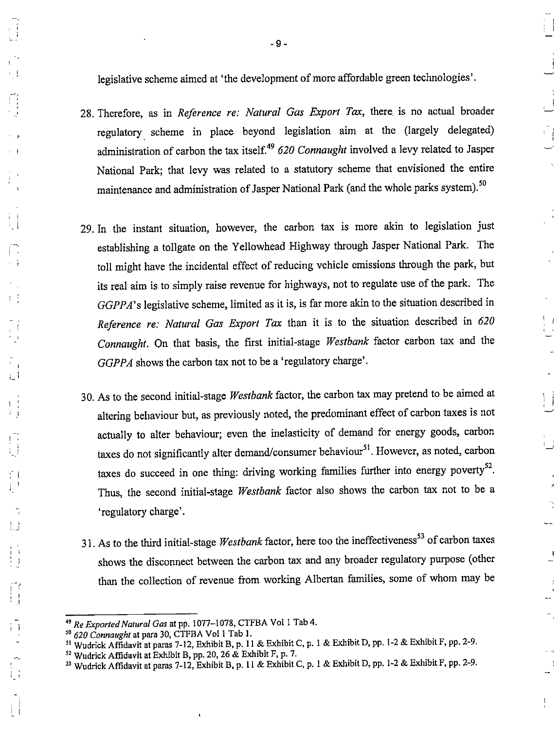legislative scheme aimed at 'the development of more affordable green technologies'.

28. Therefore, as in *Reference re: Natural Gas Export Tax*, there is no actual broader regulatory scheme in place beyond legislation aim at the (largely delegated) administration of carbon the tax itself.[49] *620 Connaught* involved a levy related to Jasper National Park; that levy was related to a statutory scheme that envisioned the entire maintenance and administration of Jasper National Park (and the whole parks system).[50]

29. In the instant situation, however, the carbon tax is more akin to legislation just establishing a tollgate on the Yellowhead Highway through Jasper National Park. The toll might have the incidental effect of reducing vehicle emissions through the park, but its real aim is to simply raise revenue for highways, not to regulate use of the park. The *GGPPA*'s legislative scheme, limited as it is, is far more akin to the situation described in *Reference re: Natural Gas Export Tax* than it is to the situation described in *620 Connaught*. On that basis, the first initial-stage *Westbank* factor carbon tax and the *GGPPA* shows the carbon tax not to be a 'regulatory charge'.

30. As to the second initial-stage *Westbank* factor, the carbon tax may pretend to be aimed at altering behaviour but, as previously noted, the predominant effect of carbon taxes is not actually to alter behaviour; even the inelasticity of demand for energy goods, carbon taxes do not significantly alter demand/consumer behaviour[51]. However, as noted, carbon taxes do succeed in one thing: driving working families further into energy poverty[52]. Thus, the second initial-stage *Westbank* factor also shows the carbon tax not to be a 'regulatory charge'.

31. As to the third initial-stage *Westbank* factor, here too the ineffectiveness[53] of carbon taxes shows the disconnect between the carbon tax and any broader regulatory purpose (other than the collection of revenue from working Albertan families, some of whom may be

---

[49] *Re Exported Natural Gas* at pp. 1077–1078, CTFBA Vol 1 Tab 4.

[50] *620 Connaught* at para 30, CTFBA Vol 1 Tab 1.

[51] Wudrick Affidavit at paras 7-12, Exhibit B, p. 11 & Exhibit C, p. 1 & Exhibit D, pp. 1-2 & Exhibit F, pp. 2-9.

[52] Wudrick Affidavit at Exhibit B, pp. 20, 26 & Exhibit F, p. 7.

[53] Wudrick Affidavit at paras 7-12, Exhibit B, p. 11 & Exhibit C, p. 1 & Exhibit D, pp. 1-2 & Exhibit F, pp. 2-9.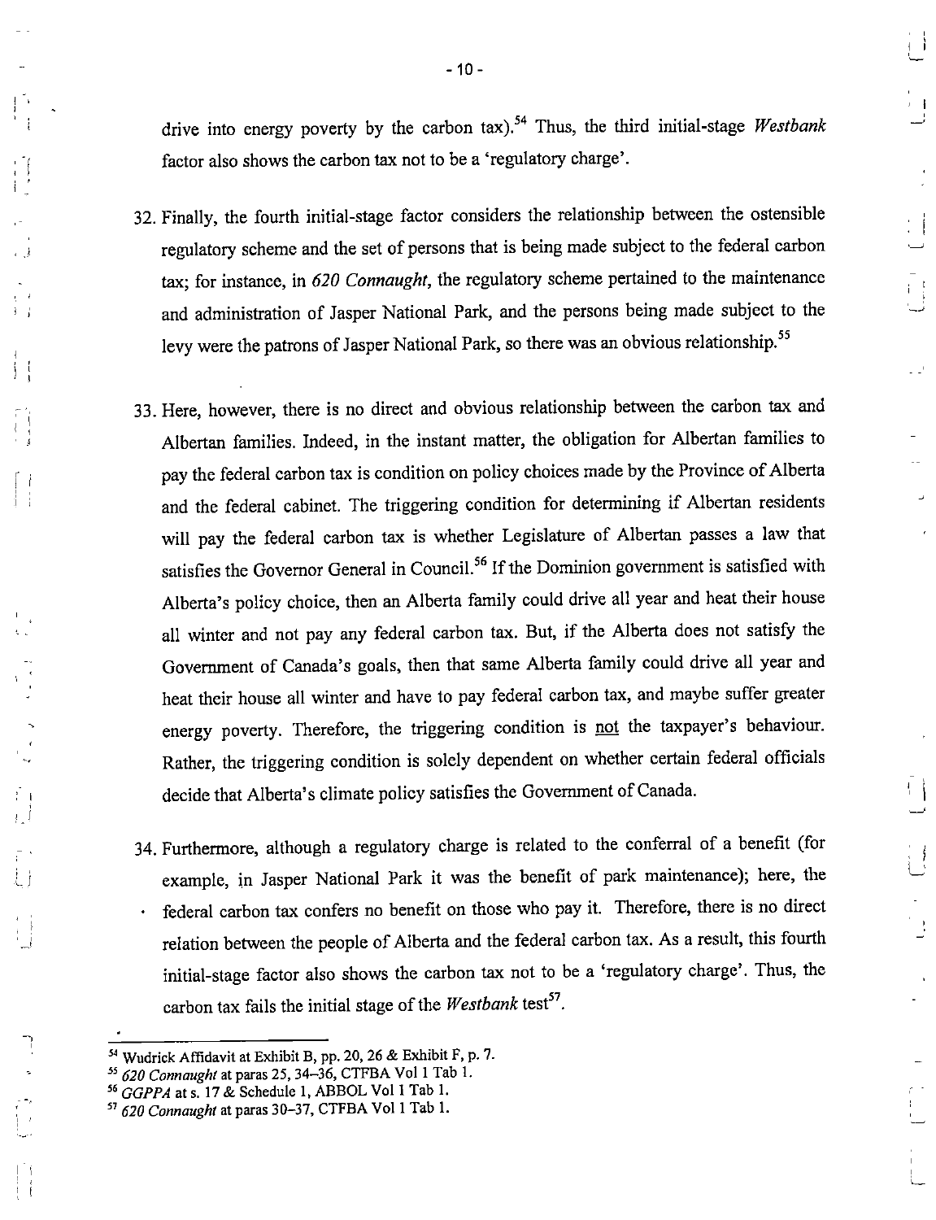drive into energy poverty by the carbon tax).[54] Thus, the third initial-stage *Westbank* factor also shows the carbon tax not to be a 'regulatory charge'.

32. Finally, the fourth initial-stage factor considers the relationship between the ostensible regulatory scheme and the set of persons that is being made subject to the federal carbon tax; for instance, in *620 Connaught*, the regulatory scheme pertained to the maintenance and administration of Jasper National Park, and the persons being made subject to the levy were the patrons of Jasper National Park, so there was an obvious relationship.[55]

33. Here, however, there is no direct and obvious relationship between the carbon tax and Albertan families. Indeed, in the instant matter, the obligation for Albertan families to pay the federal carbon tax is condition on policy choices made by the Province of Alberta and the federal cabinet. The triggering condition for determining if Albertan residents will pay the federal carbon tax is whether Legislature of Albertan passes a law that satisfies the Governor General in Council.[56] If the Dominion government is satisfied with Alberta's policy choice, then an Alberta family could drive all year and heat their house all winter and not pay any federal carbon tax. But, if the Alberta does not satisfy the Government of Canada's goals, then that same Alberta family could drive all year and heat their house all winter and have to pay federal carbon tax, and maybe suffer greater energy poverty. Therefore, the triggering condition is <u>not</u> the taxpayer's behaviour. Rather, the triggering condition is solely dependent on whether certain federal officials decide that Alberta's climate policy satisfies the Government of Canada.

34. Furthermore, although a regulatory charge is related to the conferral of a benefit (for example, in Jasper National Park it was the benefit of park maintenance); here, the federal carbon tax confers no benefit on those who pay it. Therefore, there is no direct relation between the people of Alberta and the federal carbon tax. As a result, this fourth initial-stage factor also shows the carbon tax not to be a 'regulatory charge'. Thus, the carbon tax fails the initial stage of the *Westbank* test[57].

---

[54] Wudrick Affidavit at Exhibit B, pp. 20, 26 & Exhibit F, p. 7.
[55] *620 Connaught* at paras 25, 34–36, CTFBA Vol 1 Tab 1.
[56] *GGPPA* at s. 17 & Schedule 1, ABBOL Vol 1 Tab 1.
[57] *620 Connaught* at paras 30–37, CTFBA Vol 1 Tab 1.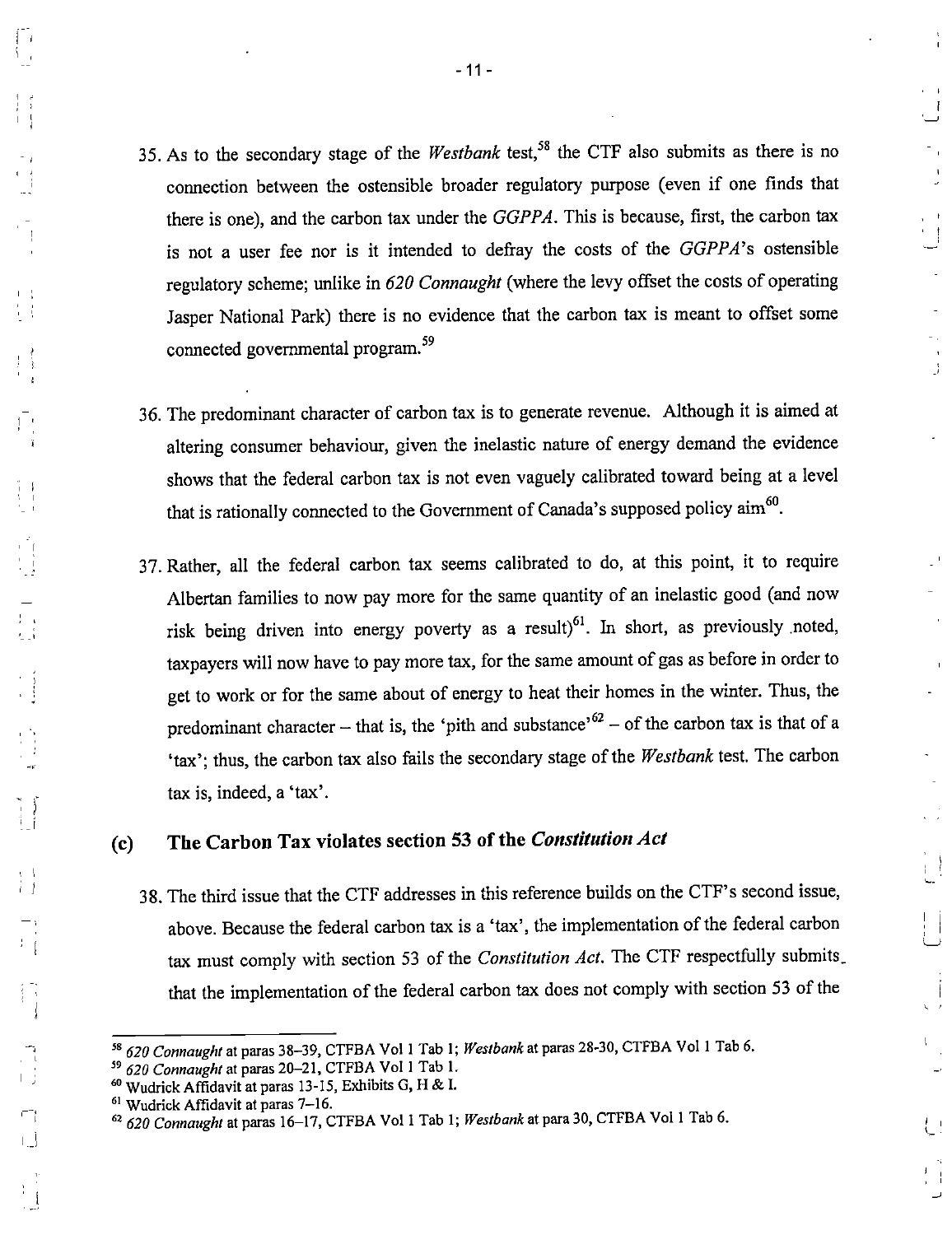35. As to the secondary stage of the *Westbank* test,[58] the CTF also submits as there is no connection between the ostensible broader regulatory purpose (even if one finds that there is one), and the carbon tax under the *GGPPA*. This is because, first, the carbon tax is not a user fee nor is it intended to defray the costs of the *GGPPA*'s ostensible regulatory scheme; unlike in *620 Connaught* (where the levy offset the costs of operating Jasper National Park) there is no evidence that the carbon tax is meant to offset some connected governmental program.[59]

36. The predominant character of carbon tax is to generate revenue. Although it is aimed at altering consumer behaviour, given the inelastic nature of energy demand the evidence shows that the federal carbon tax is not even vaguely calibrated toward being at a level that is rationally connected to the Government of Canada's supposed policy aim[60].

37. Rather, all the federal carbon tax seems calibrated to do, at this point, it to require Albertan families to now pay more for the same quantity of an inelastic good (and now risk being driven into energy poverty as a result)[61]. In short, as previously noted, taxpayers will now have to pay more tax, for the same amount of gas as before in order to get to work or for the same about of energy to heat their homes in the winter. Thus, the predominant character – that is, the 'pith and substance'[62] – of the carbon tax is that of a 'tax'; thus, the carbon tax also fails the secondary stage of the *Westbank* test. The carbon tax is, indeed, a 'tax'.

## (c) The Carbon Tax violates section 53 of the *Constitution Act*

38. The third issue that the CTF addresses in this reference builds on the CTF's second issue, above. Because the federal carbon tax is a 'tax', the implementation of the federal carbon tax must comply with section 53 of the *Constitution Act*. The CTF respectfully submits that the implementation of the federal carbon tax does not comply with section 53 of the

---

[58] *620 Connaught* at paras 38–39, CTFBA Vol 1 Tab 1; *Westbank* at paras 28-30, CTFBA Vol 1 Tab 6.

[59] *620 Connaught* at paras 20–21, CTFBA Vol 1 Tab 1.

[60] Wudrick Affidavit at paras 13-15, Exhibits G, H & I.

[61] Wudrick Affidavit at paras 7–16.

[62] *620 Connaught* at paras 16–17, CTFBA Vol 1 Tab 1; *Westbank* at para 30, CTFBA Vol 1 Tab 6.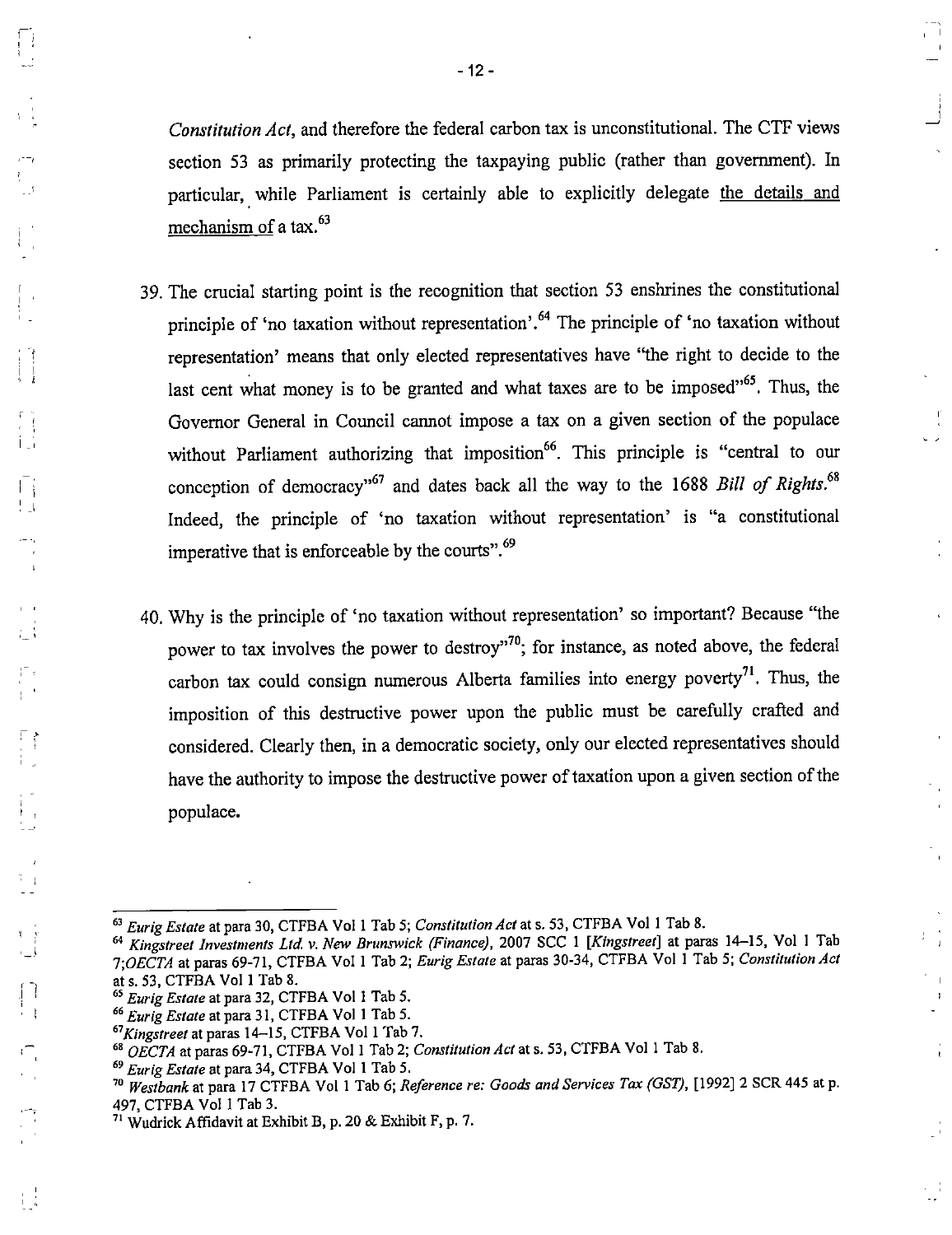*Constitution Act*, and therefore the federal carbon tax is unconstitutional. The CTF views section 53 as primarily protecting the taxpaying public (rather than government). In particular, while Parliament is certainly able to explicitly delegate the details and mechanism of a tax.[63]

39. The crucial starting point is the recognition that section 53 enshrines the constitutional principle of 'no taxation without representation'.[64] The principle of 'no taxation without representation' means that only elected representatives have "the right to decide to the last cent what money is to be granted and what taxes are to be imposed"[65]. Thus, the Governor General in Council cannot impose a tax on a given section of the populace without Parliament authorizing that imposition[66]. This principle is "central to our conception of democracy"[67] and dates back all the way to the 1688 *Bill of Rights*.[68] Indeed, the principle of 'no taxation without representation' is "a constitutional imperative that is enforceable by the courts".[69]

40. Why is the principle of 'no taxation without representation' so important? Because "the power to tax involves the power to destroy"[70]; for instance, as noted above, the federal carbon tax could consign numerous Alberta families into energy poverty[71]. Thus, the imposition of this destructive power upon the public must be carefully crafted and considered. Clearly then, in a democratic society, only our elected representatives should have the authority to impose the destructive power of taxation upon a given section of the populace.

---

[63] *Eurig Estate* at para 30, CTFBA Vol 1 Tab 5; *Constitution Act* at s. 53, CTFBA Vol 1 Tab 8.

[64] *Kingstreet Investments Ltd. v. New Brunswick (Finance)*, 2007 SCC 1 [*Kingstreet*] at paras 14–15, Vol 1 Tab 7;*OECTA* at paras 69-71, CTFBA Vol 1 Tab 2; *Eurig Estate* at paras 30-34, CTFBA Vol 1 Tab 5; *Constitution Act* at s. 53, CTFBA Vol 1 Tab 8.

[65] *Eurig Estate* at para 32, CTFBA Vol 1 Tab 5.

[66] *Eurig Estate* at para 31, CTFBA Vol 1 Tab 5.

[67] *Kingstreet* at paras 14–15, CTFBA Vol 1 Tab 7.

[68] *OECTA* at paras 69-71, CTFBA Vol 1 Tab 2; *Constitution Act* at s. 53, CTFBA Vol 1 Tab 8.

[69] *Eurig Estate* at para 34, CTFBA Vol 1 Tab 5.

[70] *Westbank* at para 17 CTFBA Vol 1 Tab 6; *Reference re: Goods and Services Tax (GST)*, [1992] 2 SCR 445 at p. 497, CTFBA Vol 1 Tab 3.

[71] Wudrick Affidavit at Exhibit B, p. 20 & Exhibit F, p. 7.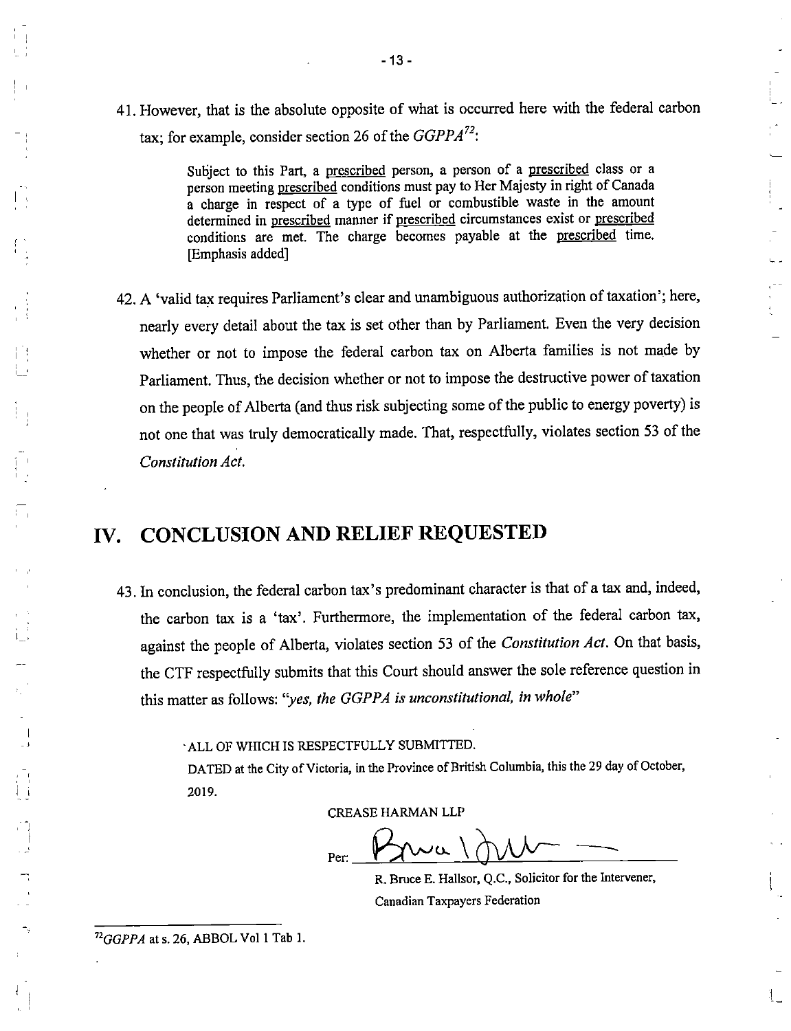41. However, that is the absolute opposite of what is occurred here with the federal carbon tax; for example, consider section 26 of the *GGPPA*[72]:

> Subject to this Part, a <u>prescribed</u> person, a person of a <u>prescribed</u> class or a person meeting <u>prescribed</u> conditions must pay to Her Majesty in right of Canada a charge in respect of a type of fuel or combustible waste in the amount determined in <u>prescribed</u> manner if <u>prescribed</u> circumstances exist or <u>prescribed</u> conditions are met. The charge becomes payable at the <u>prescribed</u> time. [Emphasis added]

42. A 'valid tax requires Parliament's clear and unambiguous authorization of taxation'; here, nearly every detail about the tax is set other than by Parliament. Even the very decision whether or not to impose the federal carbon tax on Alberta families is not made by Parliament. Thus, the decision whether or not to impose the destructive power of taxation on the people of Alberta (and thus risk subjecting some of the public to energy poverty) is not one that was truly democratically made. That, respectfully, violates section 53 of the *Constitution Act*.

## IV. CONCLUSION AND RELIEF REQUESTED

43. In conclusion, the federal carbon tax's predominant character is that of a tax and, indeed, the carbon tax is a 'tax'. Furthermore, the implementation of the federal carbon tax, against the people of Alberta, violates section 53 of the *Constitution Act*. On that basis, the CTF respectfully submits that this Court should answer the sole reference question in this matter as follows: "*yes, the GGPPA is unconstitutional, in whole*"

ALL OF WHICH IS RESPECTFULLY SUBMITTED.

DATED at the City of Victoria, in the Province of British Columbia, this the 29 day of October, 2019.

CREASE HARMAN LLP

Per: ______________________

R. Bruce E. Hallsor, Q.C., Solicitor for the Intervener,
Canadian Taxpayers Federation

---

[72] *GGPPA* at s. 26, ABBOL Vol 1 Tab 1.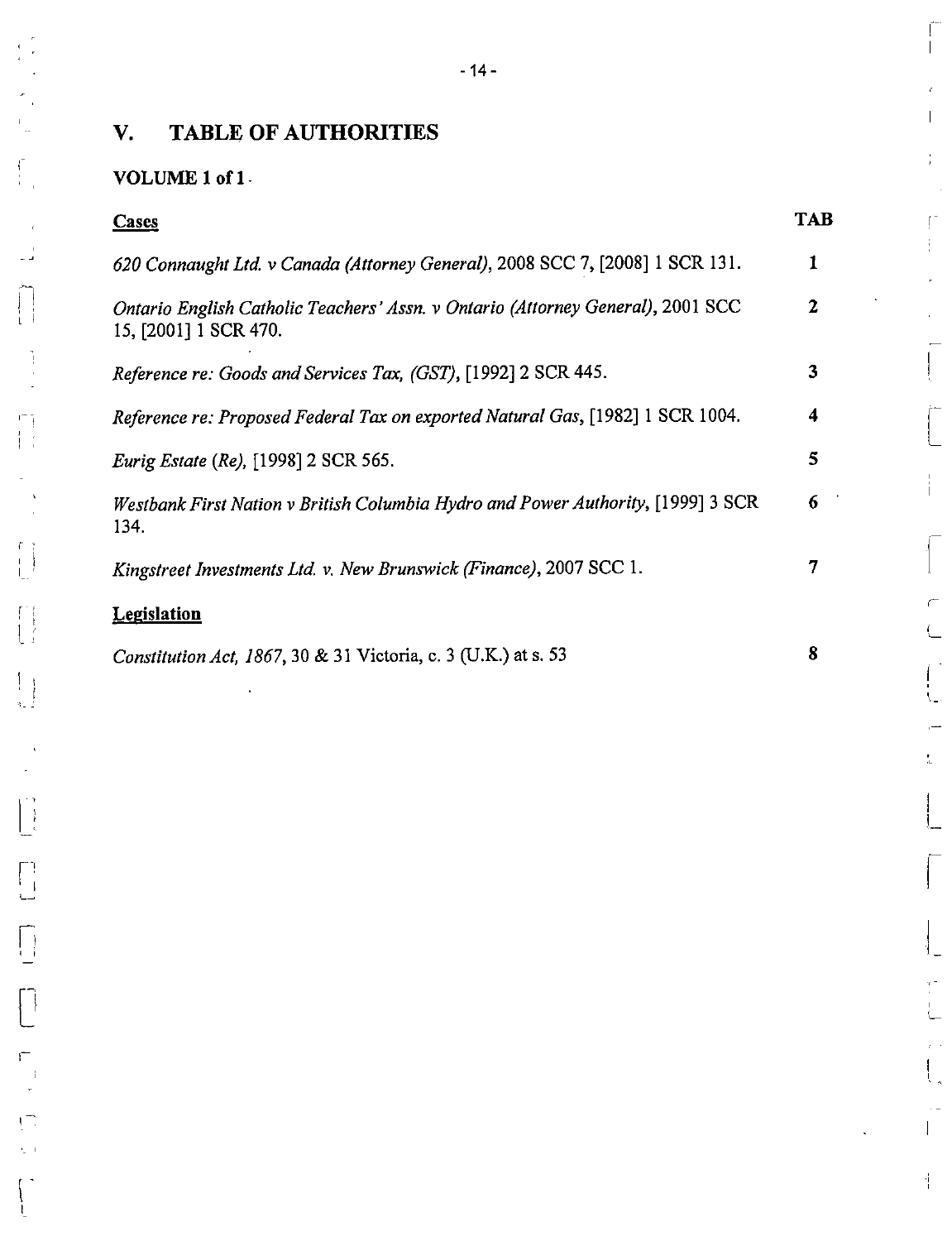## V. TABLE OF AUTHORITIES

**VOLUME 1 of 1**

| **Cases** | **TAB** |
|---|---|
| *620 Connaught Ltd. v Canada (Attorney General)*, 2008 SCC 7, [2008] 1 SCR 131. | 1 |
| *Ontario English Catholic Teachers' Assn. v Ontario (Attorney General)*, 2001 SCC 15, [2001] 1 SCR 470. | 2 |
| *Reference re: Goods and Services Tax, (GST)*, [1992] 2 SCR 445. | 3 |
| *Reference re: Proposed Federal Tax on exported Natural Gas*, [1982] 1 SCR 1004. | 4 |
| *Eurig Estate (Re)*, [1998] 2 SCR 565. | 5 |
| *Westbank First Nation v British Columbia Hydro and Power Authority*, [1999] 3 SCR 134. | 6 |
| *Kingstreet Investments Ltd. v. New Brunswick (Finance)*, 2007 SCC 1. | 7 |
| **Legislation** | |
| *Constitution Act, 1867*, 30 & 31 Victoria, c. 3 (U.K.) at s. 53 | 8 |